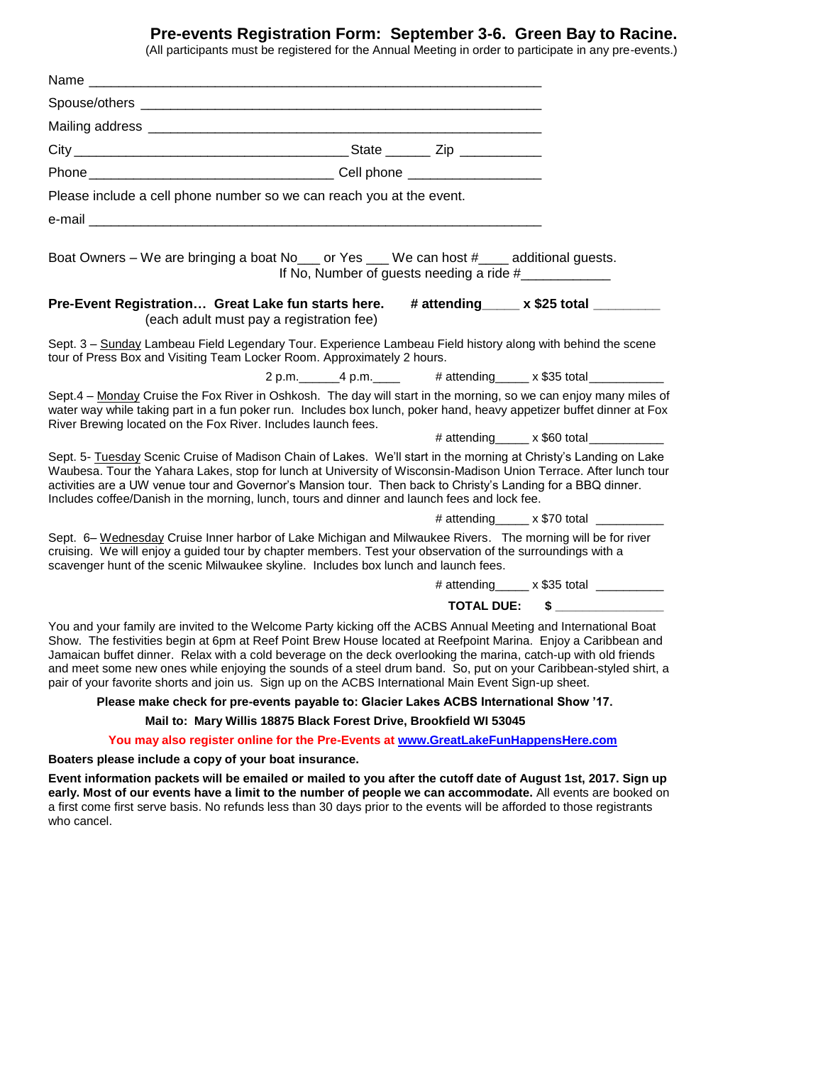# Pre-events Registration Form: September 3-6. Green Bay to Racine.

(All participants must be registered for the Annual Meeting in order to participate in any pre-events.)

Name ______________________________________________________________

Spouse/others ______________________________________________________

Mailing address _____________________________________________________

City ____________________________________ State ______ Zip ___________

Phone _________________________________ Cell phone _________________

Please include a cell phone number so we can reach you at the event.

e-mail ______________________________________________________________

Boat Owners – We are bringing a boat No___ or Yes ___ We can host #____ additional guests.
If No, Number of guests needing a ride #____________

**Pre-Event Registration… Great Lake fun starts here. # attending_____ x $25 total _________**
(each adult must pay a registration fee)

Sept. 3 – Sunday Lambeau Field Legendary Tour. Experience Lambeau Field history along with behind the scene tour of Press Box and Visiting Team Locker Room. Approximately 2 hours.

2 p.m.______4 p.m.____ # attending_____ x $35 total___________

Sept.4 – Monday Cruise the Fox River in Oshkosh. The day will start in the morning, so we can enjoy many miles of water way while taking part in a fun poker run. Includes box lunch, poker hand, heavy appetizer buffet dinner at Fox River Brewing located on the Fox River. Includes launch fees.

# attending_____ x $60 total___________

Sept. 5- Tuesday Scenic Cruise of Madison Chain of Lakes. We'll start in the morning at Christy's Landing on Lake Waubesa. Tour the Yahara Lakes, stop for lunch at University of Wisconsin-Madison Union Terrace. After lunch tour activities are a UW venue tour and Governor's Mansion tour. Then back to Christy's Landing for a BBQ dinner. Includes coffee/Danish in the morning, lunch, tours and dinner and launch fees and lock fee.

# attending_____ x $70 total __________

Sept. 6– Wednesday Cruise Inner harbor of Lake Michigan and Milwaukee Rivers. The morning will be for river cruising. We will enjoy a guided tour by chapter members. Test your observation of the surroundings with a scavenger hunt of the scenic Milwaukee skyline. Includes box lunch and launch fees.

# attending_____ x $35 total __________

**TOTAL DUE: $ _______________**

You and your family are invited to the Welcome Party kicking off the ACBS Annual Meeting and International Boat Show. The festivities begin at 6pm at Reef Point Brew House located at Reefpoint Marina. Enjoy a Caribbean and Jamaican buffet dinner. Relax with a cold beverage on the deck overlooking the marina, catch-up with old friends and meet some new ones while enjoying the sounds of a steel drum band. So, put on your Caribbean-styled shirt, a pair of your favorite shorts and join us. Sign up on the ACBS International Main Event Sign-up sheet.

**Please make check for pre-events payable to: Glacier Lakes ACBS International Show '17.**

**Mail to: Mary Willis 18875 Black Forest Drive, Brookfield WI 53045**

**You may also register online for the Pre-Events at [www.GreatLakeFunHappensHere.com](http://www.GreatLakeFunHappensHere.com)**

**Boaters please include a copy of your boat insurance.**

**Event information packets will be emailed or mailed to you after the cutoff date of August 1st, 2017. Sign up early. Most of our events have a limit to the number of people we can accommodate.** All events are booked on a first come first serve basis. No refunds less than 30 days prior to the events will be afforded to those registrants who cancel.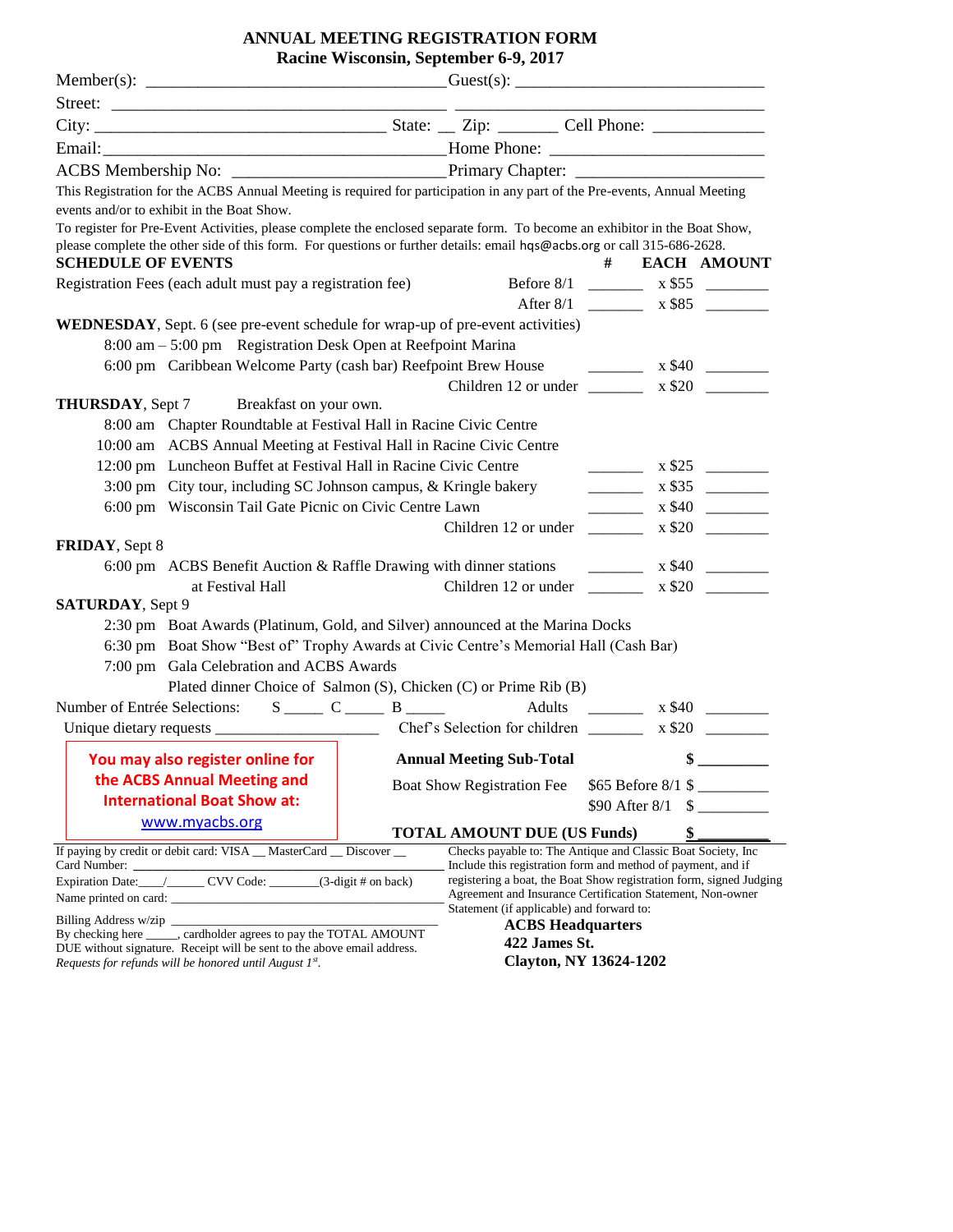# ANNUAL MEETING REGISTRATION FORM

**Racine Wisconsin, September 6-9, 2017**

Member(s): ________________________________ Guest(s): ____________________________

Street: _____________________________________ ___________________________________

City: ________________________________ State: __ Zip: _______ Cell Phone: ____________

Email: _______________________________________ Home Phone: _______________________

ACBS Membership No: _______________________ Primary Chapter: ____________________

This Registration for the ACBS Annual Meeting is required for participation in any part of the Pre-events, Annual Meeting events and/or to exhibit in the Boat Show.

To register for Pre-Event Activities, please complete the enclosed separate form. To become an exhibitor in the Boat Show, please complete the other side of this form. For questions or further details: email hqs@acbs.org or call 315-686-2628.

| **SCHEDULE OF EVENTS** | | **#** | **EACH** | **AMOUNT** |
|---|---|---|---|---|
| Registration Fees (each adult must pay a registration fee) | Before 8/1 | _______ | x $55 | ________ |
| | After 8/1 | _______ | x $85 | ________ |
| **WEDNESDAY**, Sept. 6 (see pre-event schedule for wrap-up of pre-event activities) | | | | |
| 8:00 am – 5:00 pm Registration Desk Open at Reefpoint Marina | | | | |
| 6:00 pm Caribbean Welcome Party (cash bar) Reefpoint Brew House | | _______ | x $40 | ________ |
| | Children 12 or under | _______ | x $20 | ________ |
| **THURSDAY**, Sept 7 Breakfast on your own. | | | | |
| 8:00 am Chapter Roundtable at Festival Hall in Racine Civic Centre | | | | |
| 10:00 am ACBS Annual Meeting at Festival Hall in Racine Civic Centre | | | | |
| 12:00 pm Luncheon Buffet at Festival Hall in Racine Civic Centre | | _______ | x $25 | ________ |
| 3:00 pm City tour, including SC Johnson campus, & Kringle bakery | | _______ | x $35 | ________ |
| 6:00 pm Wisconsin Tail Gate Picnic on Civic Centre Lawn | | _______ | x $40 | ________ |
| | Children 12 or under | _______ | x $20 | ________ |
| **FRIDAY**, Sept 8 | | | | |
| 6:00 pm ACBS Benefit Auction & Raffle Drawing with dinner stations | | _______ | x $40 | ________ |
| at Festival Hall | Children 12 or under | _______ | x $20 | ________ |
| **SATURDAY**, Sept 9 | | | | |
| 2:30 pm Boat Awards (Platinum, Gold, and Silver) announced at the Marina Docks | | | | |
| 6:30 pm Boat Show "Best of" Trophy Awards at Civic Centre's Memorial Hall (Cash Bar) | | | | |
| 7:00 pm Gala Celebration and ACBS Awards | | | | |
| Plated dinner Choice of Salmon (S), Chicken (C) or Prime Rib (B) | | | | |
| Number of Entrée Selections: S _____ C _____ B _____ | Adults | _______ | x $40 | ________ |
| Unique dietary requests ____________________ | Chef's Selection for children | _______ | x $20 | ________ |

**You may also register online for the ACBS Annual Meeting and International Boat Show at:** www.myacbs.org

| | | |
|---|---|---|
| **Annual Meeting Sub-Total** | | **$ ________** |
| Boat Show Registration Fee | $65 Before 8/1 | $ ________ |
| | $90 After 8/1 | $ ________ |
| **TOTAL AMOUNT DUE (US Funds)** | | **$ ________** |

If paying by credit or debit card: VISA __ MasterCard __ Discover __
Card Number: ____________________________________
Expiration Date:____/______ CVV Code: ________(3-digit # on back)
Name printed on card: ____________________________________
Billing Address w/zip ____________________________________
By checking here _____, cardholder agrees to pay the TOTAL AMOUNT DUE without signature. Receipt will be sent to the above email address.
*Requests for refunds will be honored until August 1st.*

Checks payable to: The Antique and Classic Boat Society, Inc
Include this registration form and method of payment, and if registering a boat, the Boat Show registration form, signed Judging Agreement and Insurance Certification Statement, Non-owner Statement (if applicable) and forward to:

**ACBS Headquarters**
**422 James St.**
**Clayton, NY 13624-1202**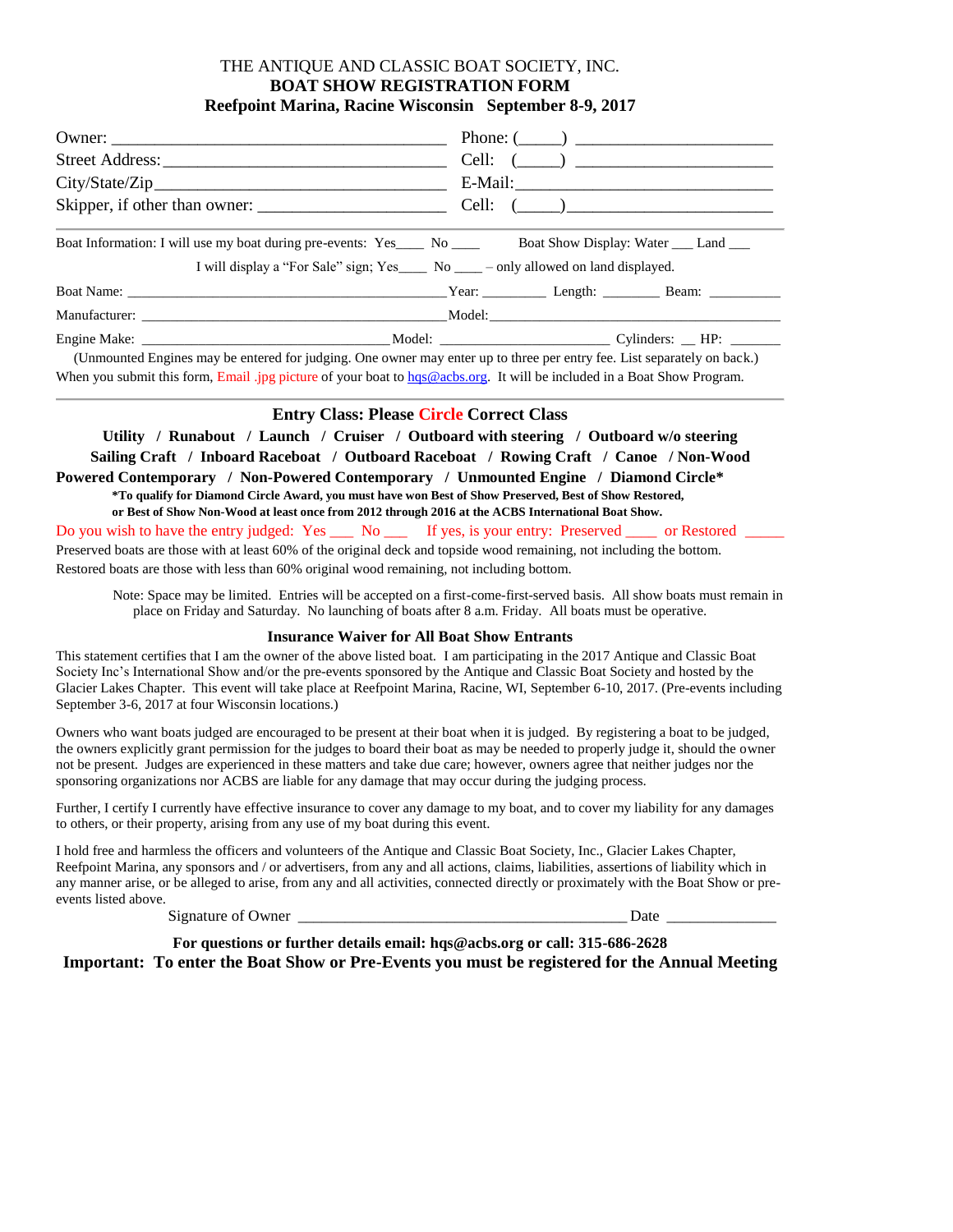THE ANTIQUE AND CLASSIC BOAT SOCIETY, INC.

# BOAT SHOW REGISTRATION FORM

## Reefpoint Marina, Racine Wisconsin September 8-9, 2017

Owner: ______________________________________ Phone: (_____) ______________________

Street Address: _______________________________ Cell: (_____) ______________________

City/State/Zip ________________________________ E-Mail: ____________________________

Skipper, if other than owner: ____________________ Cell: (_____) ______________________

---

Boat Information: I will use my boat during pre-events: Yes____ No ____ Boat Show Display: Water ___ Land ___

I will display a "For Sale" sign; Yes____ No ____ – only allowed on land displayed.

Boat Name: ____________________________________________ Year: ________ Length: ________ Beam: __________

Manufacturer: __________________________________________ Model: ________________________________________

Engine Make: __________________________________ Model: ______________________ Cylinders: __ HP: _______

(Unmounted Engines may be entered for judging. One owner may enter up to three per entry fee. List separately on back.)

When you submit this form, Email .jpg picture of your boat to hqs@acbs.org. It will be included in a Boat Show Program.

---

**Entry Class: Please Circle Correct Class**

**Utility / Runabout / Launch / Cruiser / Outboard with steering / Outboard w/o steering**
**Sailing Craft / Inboard Raceboat / Outboard Raceboat / Rowing Craft / Canoe / Non-Wood**
**Powered Contemporary / Non-Powered Contemporary / Unmounted Engine / Diamond Circle***

**\*To qualify for Diamond Circle Award, you must have won Best of Show Preserved, Best of Show Restored, or Best of Show Non-Wood at least once from 2012 through 2016 at the ACBS International Boat Show.**

Do you wish to have the entry judged: Yes ___ No ___ If yes, is your entry: Preserved ____ or Restored _____

Preserved boats are those with at least 60% of the original deck and topside wood remaining, not including the bottom.
Restored boats are those with less than 60% original wood remaining, not including bottom.

Note: Space may be limited. Entries will be accepted on a first-come-first-served basis. All show boats must remain in place on Friday and Saturday. No launching of boats after 8 a.m. Friday. All boats must be operative.

### Insurance Waiver for All Boat Show Entrants

This statement certifies that I am the owner of the above listed boat. I am participating in the 2017 Antique and Classic Boat Society Inc's International Show and/or the pre-events sponsored by the Antique and Classic Boat Society and hosted by the Glacier Lakes Chapter. This event will take place at Reefpoint Marina, Racine, WI, September 6-10, 2017. (Pre-events including September 3-6, 2017 at four Wisconsin locations.)

Owners who want boats judged are encouraged to be present at their boat when it is judged. By registering a boat to be judged, the owners explicitly grant permission for the judges to board their boat as may be needed to properly judge it, should the owner not be present. Judges are experienced in these matters and take due care; however, owners agree that neither judges nor the sponsoring organizations nor ACBS are liable for any damage that may occur during the judging process.

Further, I certify I currently have effective insurance to cover any damage to my boat, and to cover my liability for any damages to others, or their property, arising from any use of my boat during this event.

I hold free and harmless the officers and volunteers of the Antique and Classic Boat Society, Inc., Glacier Lakes Chapter, Reefpoint Marina, any sponsors and / or advertisers, from any and all actions, claims, liabilities, assertions of liability which in any manner arise, or be alleged to arise, from any and all activities, connected directly or proximately with the Boat Show or pre-events listed above.

Signature of Owner ___________________________________________ Date ______________

**For questions or further details email: hqs@acbs.org or call: 315-686-2628**

**Important: To enter the Boat Show or Pre-Events you must be registered for the Annual Meeting**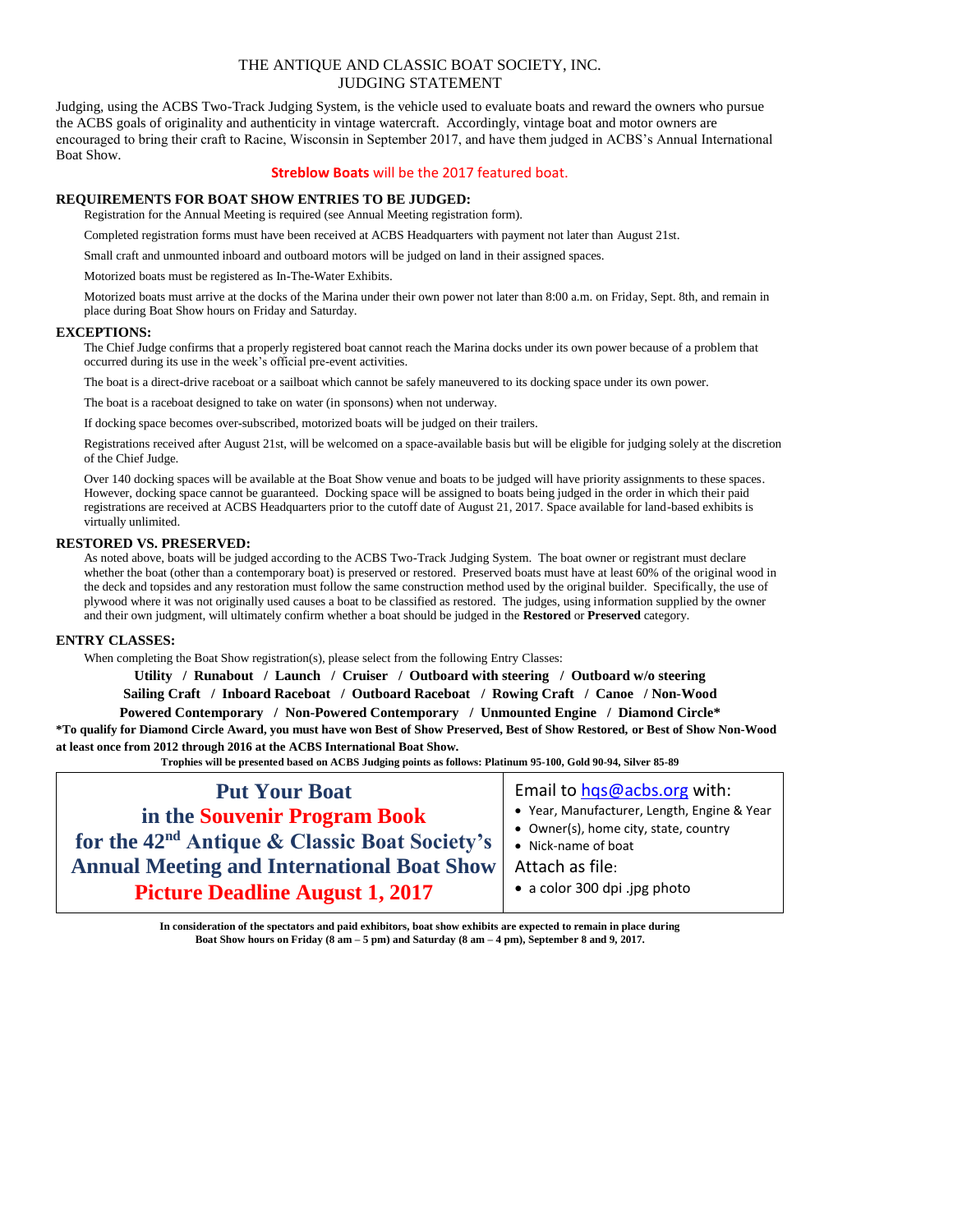# THE ANTIQUE AND CLASSIC BOAT SOCIETY, INC.
## JUDGING STATEMENT

Judging, using the ACBS Two-Track Judging System, is the vehicle used to evaluate boats and reward the owners who pursue the ACBS goals of originality and authenticity in vintage watercraft. Accordingly, vintage boat and motor owners are encouraged to bring their craft to Racine, Wisconsin in September 2017, and have them judged in ACBS's Annual International Boat Show.

**Streblow Boats** will be the 2017 featured boat.

**REQUIREMENTS FOR BOAT SHOW ENTRIES TO BE JUDGED:**

Registration for the Annual Meeting is required (see Annual Meeting registration form).

Completed registration forms must have been received at ACBS Headquarters with payment not later than August 21st.

Small craft and unmounted inboard and outboard motors will be judged on land in their assigned spaces.

Motorized boats must be registered as In-The-Water Exhibits.

Motorized boats must arrive at the docks of the Marina under their own power not later than 8:00 a.m. on Friday, Sept. 8th, and remain in place during Boat Show hours on Friday and Saturday.

**EXCEPTIONS:**

The Chief Judge confirms that a properly registered boat cannot reach the Marina docks under its own power because of a problem that occurred during its use in the week's official pre-event activities.

The boat is a direct-drive raceboat or a sailboat which cannot be safely maneuvered to its docking space under its own power.

The boat is a raceboat designed to take on water (in sponsons) when not underway.

If docking space becomes over-subscribed, motorized boats will be judged on their trailers.

Registrations received after August 21st, will be welcomed on a space-available basis but will be eligible for judging solely at the discretion of the Chief Judge.

Over 140 docking spaces will be available at the Boat Show venue and boats to be judged will have priority assignments to these spaces. However, docking space cannot be guaranteed. Docking space will be assigned to boats being judged in the order in which their paid registrations are received at ACBS Headquarters prior to the cutoff date of August 21, 2017. Space available for land-based exhibits is virtually unlimited.

**RESTORED VS. PRESERVED:**

As noted above, boats will be judged according to the ACBS Two-Track Judging System. The boat owner or registrant must declare whether the boat (other than a contemporary boat) is preserved or restored. Preserved boats must have at least 60% of the original wood in the deck and topsides and any restoration must follow the same construction method used by the original builder. Specifically, the use of plywood where it was not originally used causes a boat to be classified as restored. The judges, using information supplied by the owner and their own judgment, will ultimately confirm whether a boat should be judged in the **Restored** or **Preserved** category.

**ENTRY CLASSES:**

When completing the Boat Show registration(s), please select from the following Entry Classes:

**Utility / Runabout / Launch / Cruiser / Outboard with steering / Outboard w/o steering**
**Sailing Craft / Inboard Raceboat / Outboard Raceboat / Rowing Craft / Canoe / Non-Wood**
**Powered Contemporary / Non-Powered Contemporary / Unmounted Engine / Diamond Circle***

***To qualify for Diamond Circle Award, you must have won Best of Show Preserved, Best of Show Restored, or Best of Show Non-Wood at least once from 2012 through 2016 at the ACBS International Boat Show.**

**Trophies will be presented based on ACBS Judging points as follows: Platinum 95-100, Gold 90-94, Silver 85-89**

| | |
|---|---|
| **Put Your Boat in the Souvenir Program Book for the 42nd Antique & Classic Boat Society's Annual Meeting and International Boat Show Picture Deadline August 1, 2017** | Email to hqs@acbs.org with:<br>• Year, Manufacturer, Length, Engine & Year<br>• Owner(s), home city, state, country<br>• Nick-name of boat<br>Attach as file:<br>• a color 300 dpi .jpg photo |

**In consideration of the spectators and paid exhibitors, boat show exhibits are expected to remain in place during Boat Show hours on Friday (8 am – 5 pm) and Saturday (8 am – 4 pm), September 8 and 9, 2017.**